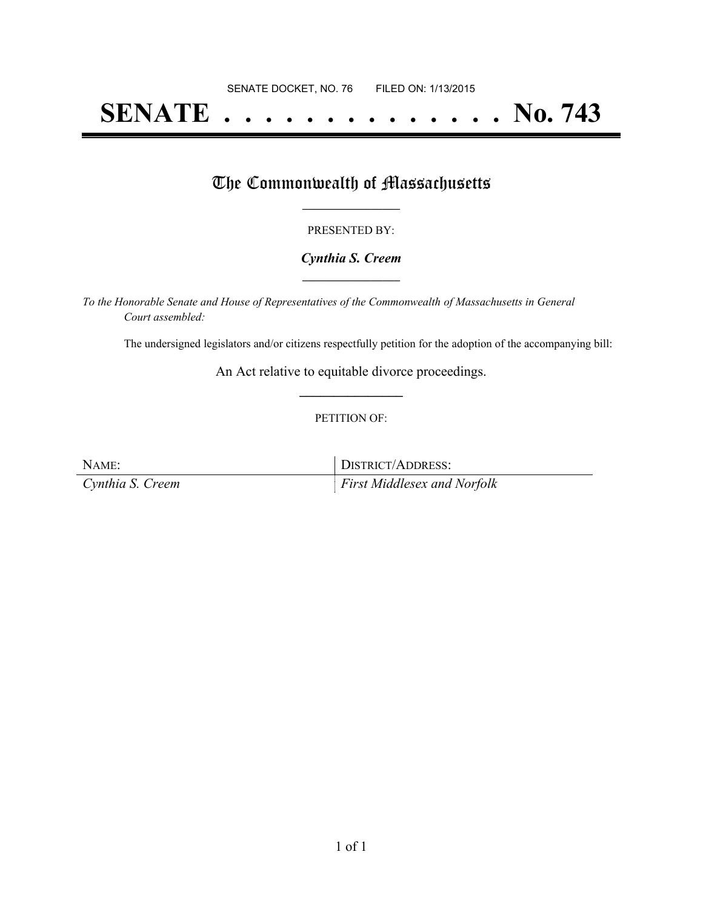SENATE DOCKET, NO. 76        FILED ON: 1/13/2015

# SENATE . . . . . . . . . . . . . . No. 743

## The Commonwealth of Massachusetts

PRESENTED BY:

***Cynthia S. Creem***

*To the Honorable Senate and House of Representatives of the Commonwealth of Massachusetts in General Court assembled:*

The undersigned legislators and/or citizens respectfully petition for the adoption of the accompanying bill:

An Act relative to equitable divorce proceedings.

PETITION OF:

| NAME: | DISTRICT/ADDRESS: |
| --- | --- |
| *Cynthia S. Creem* | *First Middlesex and Norfolk* |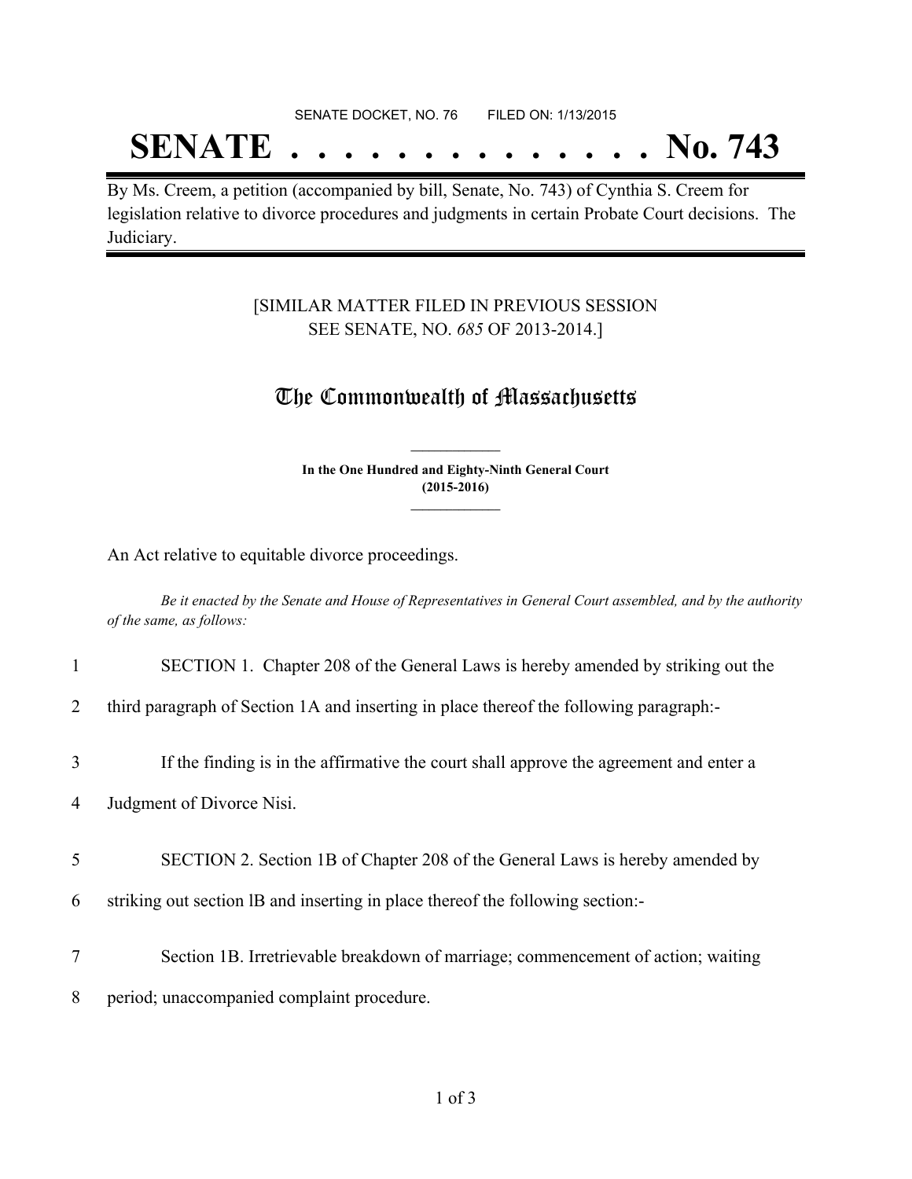SENATE DOCKET, NO. 76        FILED ON: 1/13/2015

# SENATE . . . . . . . . . . . . . . No. 743

By Ms. Creem, a petition (accompanied by bill, Senate, No. 743) of Cynthia S. Creem for legislation relative to divorce procedures and judgments in certain Probate Court decisions. The Judiciary.

[SIMILAR MATTER FILED IN PREVIOUS SESSION SEE SENATE, NO. *685* OF 2013-2014.]

## The Commonwealth of Massachusetts

**In the One Hundred and Eighty-Ninth General Court (2015-2016)**

An Act relative to equitable divorce proceedings.

*Be it enacted by the Senate and House of Representatives in General Court assembled, and by the authority of the same, as follows:*

1 SECTION 1. Chapter 208 of the General Laws is hereby amended by striking out the

2 third paragraph of Section 1A and inserting in place thereof the following paragraph:-

3 If the finding is in the affirmative the court shall approve the agreement and enter a

4 Judgment of Divorce Nisi.

5 SECTION 2. Section 1B of Chapter 208 of the General Laws is hereby amended by

6 striking out section lB and inserting in place thereof the following section:-

7 Section 1B. Irretrievable breakdown of marriage; commencement of action; waiting

8 period; unaccompanied complaint procedure.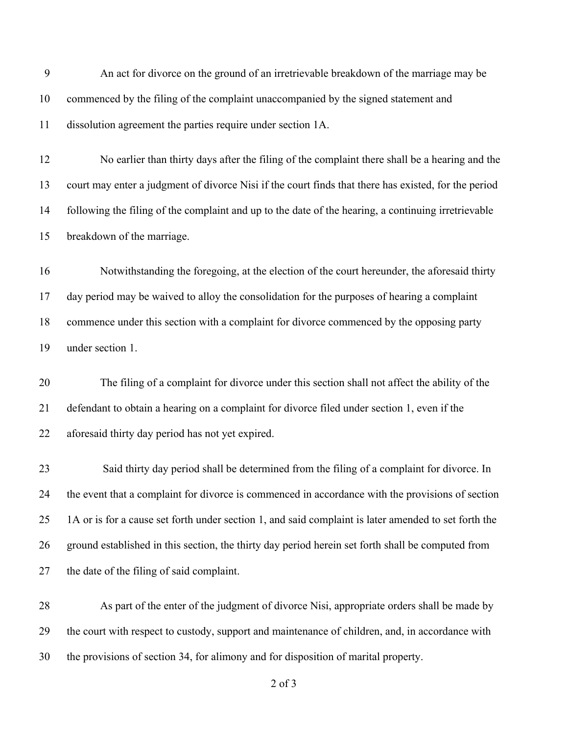An act for divorce on the ground of an irretrievable breakdown of the marriage may be commenced by the filing of the complaint unaccompanied by the signed statement and dissolution agreement the parties require under section 1A.

No earlier than thirty days after the filing of the complaint there shall be a hearing and the court may enter a judgment of divorce Nisi if the court finds that there has existed, for the period following the filing of the complaint and up to the date of the hearing, a continuing irretrievable breakdown of the marriage.

Notwithstanding the foregoing, at the election of the court hereunder, the aforesaid thirty day period may be waived to alloy the consolidation for the purposes of hearing a complaint commence under this section with a complaint for divorce commenced by the opposing party under section 1.

The filing of a complaint for divorce under this section shall not affect the ability of the defendant to obtain a hearing on a complaint for divorce filed under section 1, even if the aforesaid thirty day period has not yet expired.

Said thirty day period shall be determined from the filing of a complaint for divorce. In the event that a complaint for divorce is commenced in accordance with the provisions of section 1A or is for a cause set forth under section 1, and said complaint is later amended to set forth the ground established in this section, the thirty day period herein set forth shall be computed from the date of the filing of said complaint.

As part of the enter of the judgment of divorce Nisi, appropriate orders shall be made by the court with respect to custody, support and maintenance of children, and, in accordance with the provisions of section 34, for alimony and for disposition of marital property.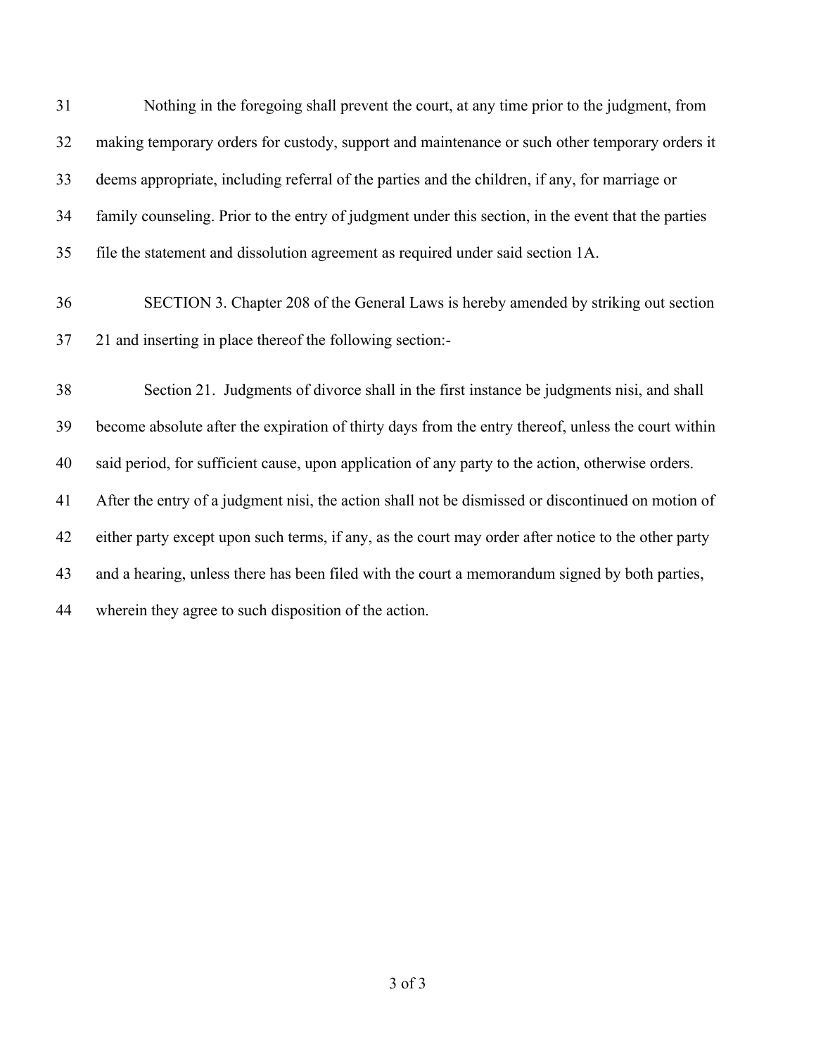Nothing in the foregoing shall prevent the court, at any time prior to the judgment, from making temporary orders for custody, support and maintenance or such other temporary orders it deems appropriate, including referral of the parties and the children, if any, for marriage or family counseling. Prior to the entry of judgment under this section, in the event that the parties file the statement and dissolution agreement as required under said section 1A.

SECTION 3. Chapter 208 of the General Laws is hereby amended by striking out section 21 and inserting in place thereof the following section:-

Section 21. Judgments of divorce shall in the first instance be judgments nisi, and shall become absolute after the expiration of thirty days from the entry thereof, unless the court within said period, for sufficient cause, upon application of any party to the action, otherwise orders. After the entry of a judgment nisi, the action shall not be dismissed or discontinued on motion of either party except upon such terms, if any, as the court may order after notice to the other party and a hearing, unless there has been filed with the court a memorandum signed by both parties, wherein they agree to such disposition of the action.